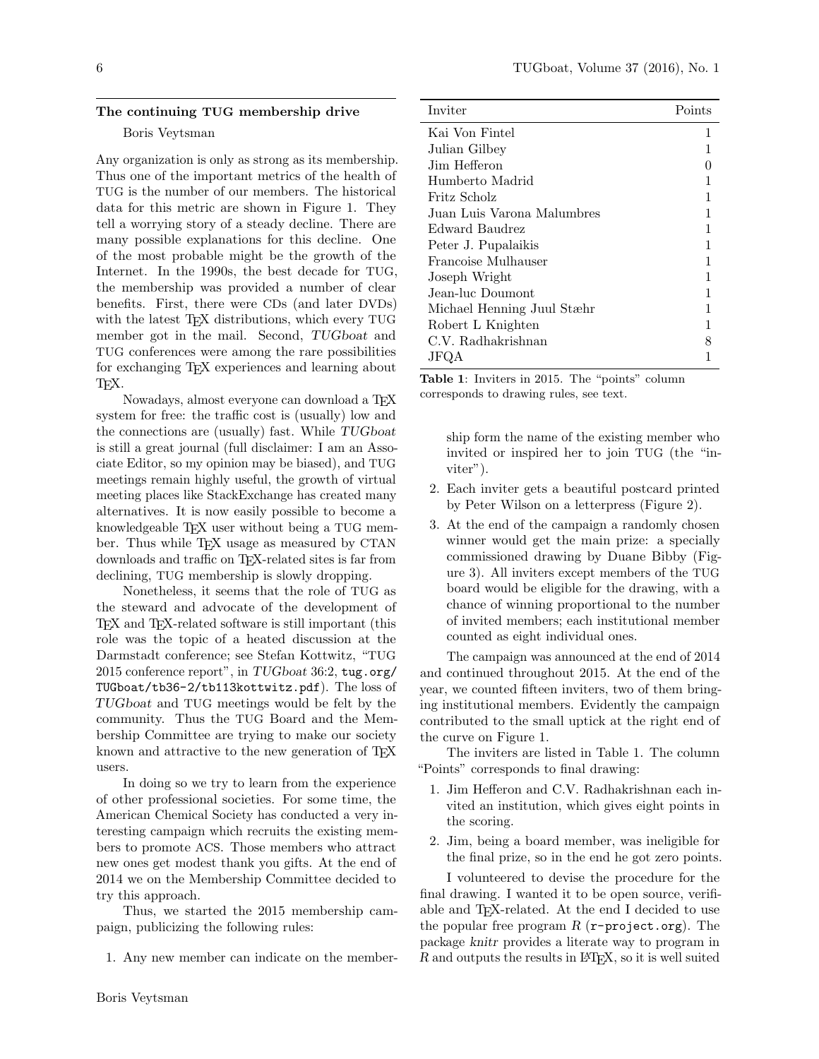### The continuing TUG membership drive

Boris Veytsman

Any organization is only as strong as its membership. Thus one of the important metrics of the health of TUG is the number of our members. The historical data for this metric are shown in Figure 1. They tell a worrying story of a steady decline. There are many possible explanations for this decline. One of the most probable might be the growth of the Internet. In the 1990s, the best decade for TUG, the membership was provided a number of clear benefits. First, there were CDs (and later DVDs) with the latest TeX distributions, which every TUG member got in the mail. Second, *TUGboat* and TUG conferences were among the rare possibilities for exchanging TeX experiences and learning about TeX.

Nowadays, almost everyone can download a TeX system for free: the traffic cost is (usually) low and the connections are (usually) fast. While *TUGboat* is still a great journal (full disclaimer: I am an Associate Editor, so my opinion may be biased), and TUG meetings remain highly useful, the growth of virtual meeting places like StackExchange has created many alternatives. It is now easily possible to become a knowledgeable TeX user without being a TUG member. Thus while TeX usage as measured by CTAN downloads and traffic on TeX-related sites is far from declining, TUG membership is slowly dropping.

Nonetheless, it seems that the role of TUG as the steward and advocate of the development of TeX and TeX-related software is still important (this role was the topic of a heated discussion at the Darmstadt conference; see Stefan Kottwitz, "TUG 2015 conference report", in *TUGboat* 36:2, `tug.org/TUGboat/tb36-2/tb113kottwitz.pdf`). The loss of *TUGboat* and TUG meetings would be felt by the community. Thus the TUG Board and the Membership Committee are trying to make our society known and attractive to the new generation of TeX users.

In doing so we try to learn from the experience of other professional societies. For some time, the American Chemical Society has conducted a very interesting campaign which recruits the existing members to promote ACS. Those members who attract new ones get modest thank you gifts. At the end of 2014 we on the Membership Committee decided to try this approach.

Thus, we started the 2015 membership campaign, publicizing the following rules:

1. Any new member can indicate on the membership form the name of the existing member who invited or inspired her to join TUG (the "inviter").
2. Each inviter gets a beautiful postcard printed by Peter Wilson on a letterpress (Figure 2).
3. At the end of the campaign a randomly chosen winner would get the main prize: a specially commissioned drawing by Duane Bibby (Figure 3). All inviters except members of the TUG board would be eligible for the drawing, with a chance of winning proportional to the number of invited members; each institutional member counted as eight individual ones.

| Inviter | Points |
|---|---|
| Kai Von Fintel | 1 |
| Julian Gilbey | 1 |
| Jim Hefferon | 0 |
| Humberto Madrid | 1 |
| Fritz Scholz | 1 |
| Juan Luis Varona Malumbres | 1 |
| Edward Baudrez | 1 |
| Peter J. Pupalaikis | 1 |
| Francoise Mulhauser | 1 |
| Joseph Wright | 1 |
| Jean-luc Doumont | 1 |
| Michael Henning Juul Stæhr | 1 |
| Robert L Knighten | 1 |
| C.V. Radhakrishnan | 8 |
| JFQA | 1 |

**Table 1**: Inviters in 2015. The "points" column corresponds to drawing rules, see text.

The campaign was announced at the end of 2014 and continued throughout 2015. At the end of the year, we counted fifteen inviters, two of them bringing institutional members. Evidently the campaign contributed to the small uptick at the right end of the curve on Figure 1.

The inviters are listed in Table 1. The column "Points" corresponds to final drawing:

1. Jim Hefferon and C.V. Radhakrishnan each invited an institution, which gives eight points in the scoring.
2. Jim, being a board member, was ineligible for the final prize, so in the end he got zero points.

I volunteered to devise the procedure for the final drawing. I wanted it to be open source, verifiable and TeX-related. At the end I decided to use the popular free program *R* (`r-project.org`). The package *knitr* provides a literate way to program in *R* and outputs the results in LaTeX, so it is well suited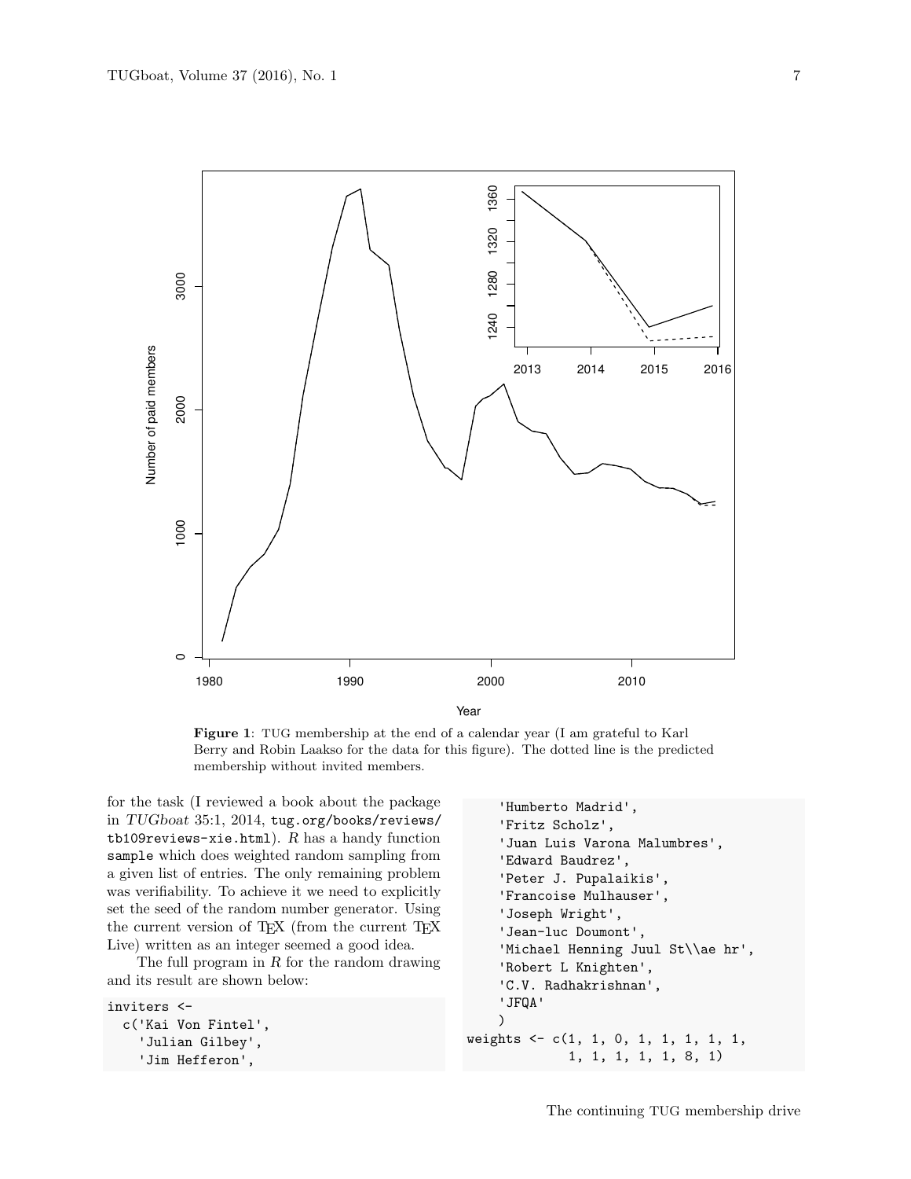**Figure 1**: TUG membership at the end of a calendar year (I am grateful to Karl Berry and Robin Laakso for the data for this figure). The dotted line is the predicted membership without invited members.

for the task (I reviewed a book about the package in *TUGboat* 35:1, 2014, `tug.org/books/reviews/tb109reviews-xie.html`). *R* has a handy function `sample` which does weighted random sampling from a given list of entries. The only remaining problem was verifiability. To achieve it we need to explicitly set the seed of the random number generator. Using the current version of TeX (from the current TeX Live) written as an integer seemed a good idea.

The full program in *R* for the random drawing and its result are shown below:

```
inviters <-
  c('Kai Von Fintel',
    'Julian Gilbey',
    'Jim Hefferon',
    'Humberto Madrid',
    'Fritz Scholz',
    'Juan Luis Varona Malumbres',
    'Edward Baudrez',
    'Peter J. Pupalaikis',
    'Francoise Mulhauser',
    'Joseph Wright',
    'Jean-luc Doumont',
    'Michael Henning Juul St\\ae hr',
    'Robert L Knighten',
    'C.V. Radhakrishnan',
    'JFQA'
    )
weights <- c(1, 1, 0, 1, 1, 1, 1, 1,
             1, 1, 1, 1, 1, 8, 1)
```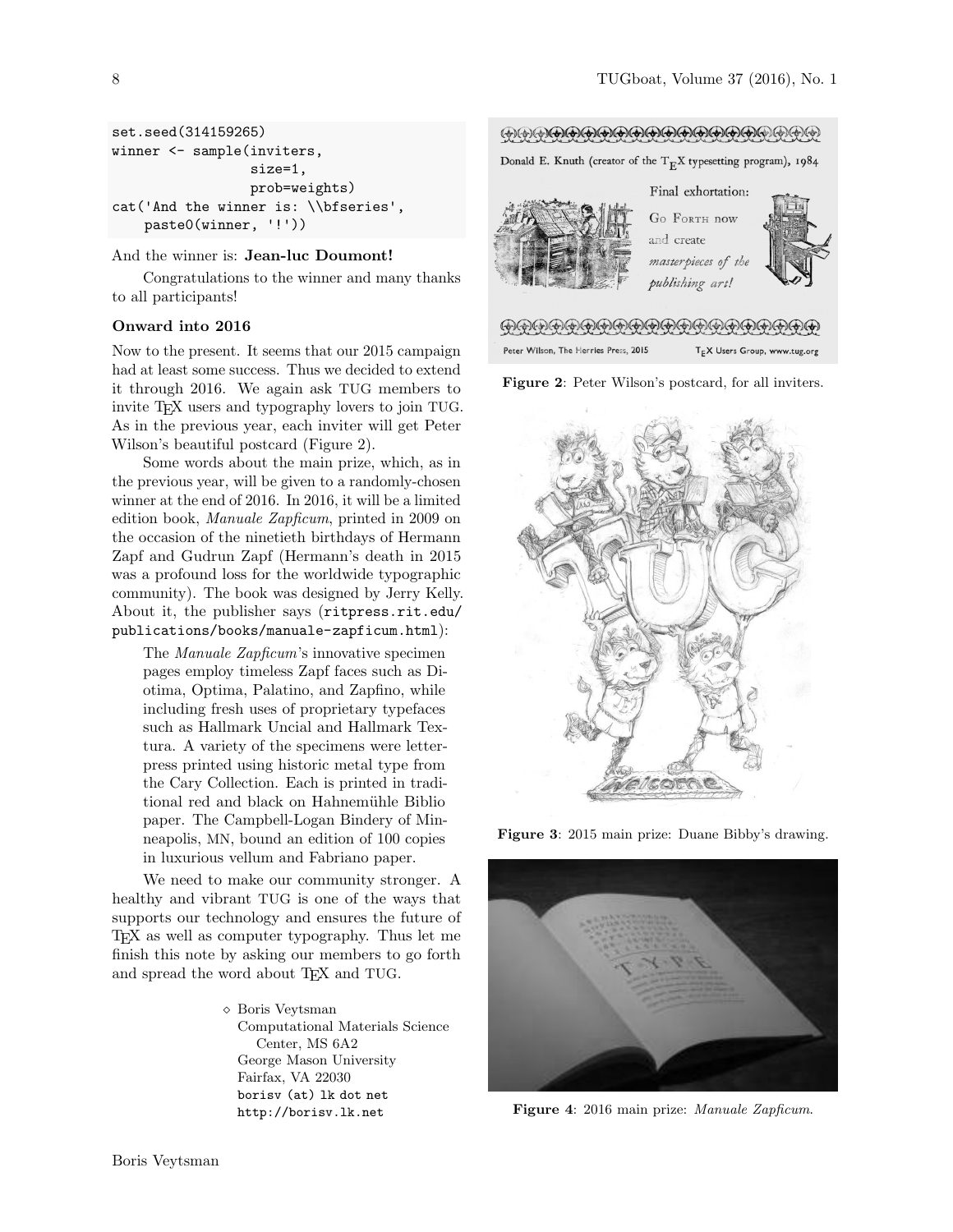```
set.seed(314159265)
winner <- sample(inviters,
                 size=1,
                 prob=weights)
cat('And the winner is: \\bfseries',
    paste0(winner, '!'))
```

And the winner is: **Jean-luc Doumont!**

Congratulations to the winner and many thanks to all participants!

### Onward into 2016

Now to the present. It seems that our 2015 campaign had at least some success. Thus we decided to extend it through 2016. We again ask TUG members to invite TeX users and typography lovers to join TUG. As in the previous year, each inviter will get Peter Wilson's beautiful postcard (Figure 2).

Some words about the main prize, which, as in the previous year, will be given to a randomly-chosen winner at the end of 2016. In 2016, it will be a limited edition book, *Manuale Zapficum*, printed in 2009 on the occasion of the ninetieth birthdays of Hermann Zapf and Gudrun Zapf (Hermann's death in 2015 was a profound loss for the worldwide typographic community). The book was designed by Jerry Kelly. About it, the publisher says (ritpress.rit.edu/publications/books/manuale-zapficum.html):

> The *Manuale Zapficum*'s innovative specimen pages employ timeless Zapf faces such as Diotima, Optima, Palatino, and Zapfino, while including fresh uses of proprietary typefaces such as Hallmark Uncial and Hallmark Textura. A variety of the specimens were letterpress printed using historic metal type from the Cary Collection. Each is printed in traditional red and black on Hahnemühle Biblio paper. The Campbell-Logan Bindery of Minneapolis, MN, bound an edition of 100 copies in luxurious vellum and Fabriano paper.

We need to make our community stronger. A healthy and vibrant TUG is one of the ways that supports our technology and ensures the future of TeX as well as computer typography. Thus let me finish this note by asking our members to go forth and spread the word about TeX and TUG.

◇ Boris Veytsman
Computational Materials Science Center, MS 6A2
George Mason University
Fairfax, VA 22030
borisv (at) lk dot net
http://borisv.lk.net

Donald E. Knuth (creator of the TeX typesetting program), 1984

Final exhortation:
Go Forth now
and create
*masterpieces of the publishing art!*

Peter Wilson, The Herries Press, 2015 TeX Users Group, www.tug.org

**Figure 2**: Peter Wilson's postcard, for all inviters.

**Figure 3**: 2015 main prize: Duane Bibby's drawing.

**Figure 4**: 2016 main prize: *Manuale Zapficum*.